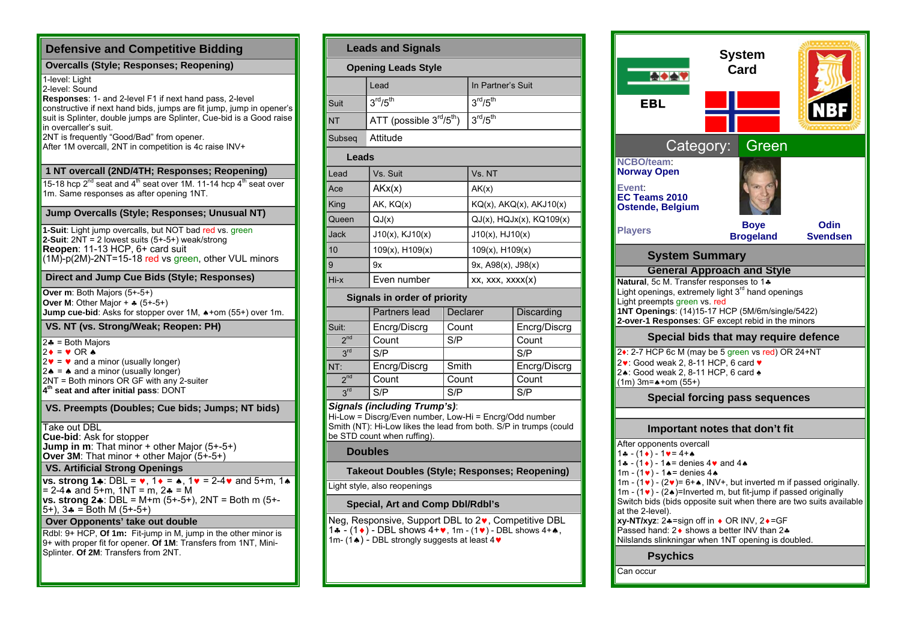## Defensive and Competitive Bidding

### Overcalls (Style; Responses; Reopening)

1-level: Light
2-level: Sound
**Responses**: 1- and 2-level F1 if next hand pass, 2-level constructive if next hand bids, jumps are fit jump, jump in opener's suit is Splinter, double jumps are Splinter, Cue-bid is a Good raise in overcaller's suit.
2NT is frequently "Good/Bad" from opener.
After 1M overcall, 2NT in competition is 4c raise INV+

### 1 NT overcall (2ND/4TH; Responses; Reopening)

15-18 hcp 2nd seat and 4th seat over 1M. 11-14 hcp 4th seat over 1m. Same responses as after opening 1NT.

### Jump Overcalls (Style; Responses; Unusual NT)

**1-Suit**: Light jump overcalls, but NOT bad red vs. green
**2-Suit**: 2NT = 2 lowest suits (5+-5+) weak/strong
**Reopen**: 11-13 HCP, 6+ card suit
(1M)-p(2M)-2NT=15-18 red vs green, other VUL minors

### Direct and Jump Cue Bids (Style; Responses)

**Over m**: Both Majors (5+-5+)
**Over M**: Other Major + ♣ (5+-5+)
**Jump cue-bid**: Asks for stopper over 1M, ♠+om (55+) over 1m.

### VS. NT (vs. Strong/Weak; Reopen: PH)

2♣ = Both Majors
2♦ = ♥ OR ♠
2♥ = ♥ and a minor (usually longer)
2♠ = ♠ and a minor (usually longer)
2NT = Both minors OR GF with any 2-suiter
**4th seat and after initial pass**: DONT

### VS. Preempts (Doubles; Cue bids; Jumps; NT bids)

Take out DBL
**Cue-bid**: Ask for stopper
**Jump in m**: That minor + other Major (5+-5+)
**Over 3M**: That minor + other Major (5+-5+)

### VS. Artificial Strong Openings

**vs. strong 1♣**: DBL = ♥, 1♦ = ♠, 1♥ = 2-4♥ and 5+m, 1♠ = 2-4♠ and 5+m, 1NT = m, 2♣ = M
**vs. strong 2♣**: DBL = M+m (5+-5+), 2NT = Both m (5+-5+), 3♣ = Both M (5+-5+)

### Over Opponents' take out double

Rdbl: 9+ HCP, **Of 1m:** Fit-jump in M, jump in the other minor is 9+ with proper fit for opener. **Of 1M**: Transfers from 1NT, Mini-Splinter. **Of 2M**: Transfers from 2NT.

## Leads and Signals

### Opening Leads Style

| | Lead | In Partner's Suit |
|---|---|---|
| Suit | 3rd/5th | 3rd/5th |
| NT | ATT (possible 3rd/5th) | 3rd/5th |
| Subseq | Attitude | |

### Leads

| Lead | Vs. Suit | Vs. NT |
|---|---|---|
| Ace | AKx(x) | AK(x) |
| King | AK, KQ(x) | KQ(x), AKQ(x), AKJ10(x) |
| Queen | QJ(x) | QJ(x), HQJx(x), KQ109(x) |
| Jack | J10(x), KJ10(x) | J10(x), HJ10(x) |
| 10 | 109(x), H109(x) | 109(x), H109(x) |
| 9 | 9x | 9x, A98(x), J98(x) |
| Hi-x | Even number | xx, xxx, xxxx(x) |

### Signals in order of priority

| | Partners lead | Declarer | Discarding |
|---|---|---|---|
| Suit: | Encrg/Discrg | Count | Encrg/Discrg |
| 2nd | Count | S/P | Count |
| 3rd | S/P | | S/P |
| NT: | Encrg/Discrg | Smith | Encrg/Discrg |
| 2nd | Count | Count | Count |
| 3rd | S/P | S/P | S/P |

***Signals (including Trump's)***:
Hi-Low = Discrg/Even number, Low-Hi = Encrg/Odd number
Smith (NT): Hi-Low likes the lead from both. S/P in trumps (could be STD count when ruffing).

## Doubles

### Takeout Doubles (Style; Responses; Reopening)

Light style, also reopenings

### Special, Art and Comp Dbl/Rdbl's

Neg, Responsive, Support DBL to 2♥, Competitive DBL
1♣ - (1♦) - DBL shows 4+♥, 1m - (1♥) - DBL shows 4+♠,
1m- (1♠) - DBL strongly suggests at least 4♥

## System Card

EBL — NBF

### Category: Green

**NCBO/team**: Norway Open
**Event**: EC Teams 2010 Ostende, Belgium
**Players**: Boye Brogeland, Odin Svendsen

## System Summary

### General Approach and Style

**Natural**, 5c M. Transfer responses to 1♣
Light openings, extremely light 3rd hand openings
Light preempts green vs. red
**1NT Openings**: (14)15-17 HCP (5M/6m/single/5422)
**2-over-1 Responses**: GF except rebid in the minors

### Special bids that may require defence

2♦: 2-7 HCP 6c M (may be 5 green vs red) OR 24+NT
2♥: Good weak 2, 8-11 HCP, 6 card ♥
2♠: Good weak 2, 8-11 HCP, 6 card ♠
(1m) 3m=♠+om (55+)

### Special forcing pass sequences

### Important notes that don't fit

After opponents overcall
1♣ - (1♦) - 1♥= 4+♠
1♣ - (1♦) - 1♠= denies 4♥ and 4♠
1m - (1♥) - 1♠= denies 4♠
1m - (1♥) - (2♥)= 6+♠, INV+, but inverted m if passed originally.
1m - (1♥) - (2♠)=Inverted m, but fit-jump if passed originally
Switch bids (bids opposite suit when there are two suits available at the 2-level).
**xy-NT/xyz**: 2♣=sign off in ♦ OR INV, 2♦=GF
Passed hand: 2♦ shows a better INV than 2♣
Nilslands slinkningar when 1NT opening is doubled.

### Psychics

Can occur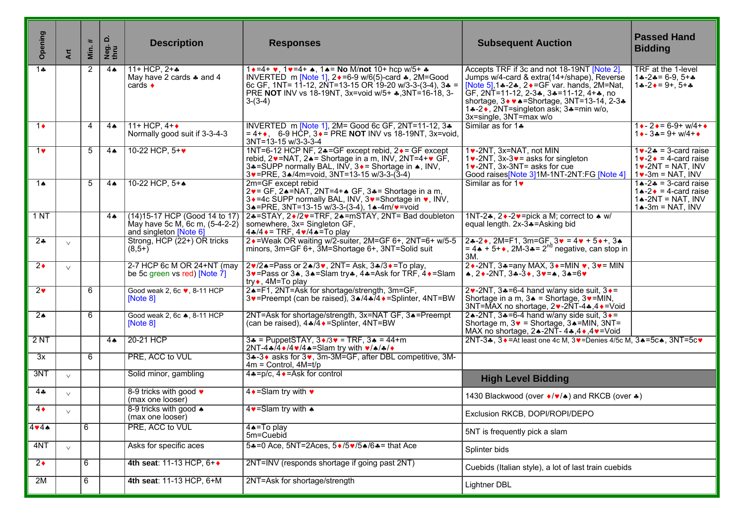| Opening | Art | Min. # | Neg. D. thru | Description | Responses | Subsequent Auction | Passed Hand Bidding |
|---|---|---|---|---|---|---|---|
| 1♣ | | 2 | 4♠ | 11+ HCP, 2+♣ May have 2 cards ♣ and 4 cards ♦ | 1♦=4+ ♥, 1♥=4+ ♠, 1♠= **No** M/**not** 10+ hcp w/5+ ♣ INVERTED m [Note 1], 2♦=6-9 w/6(5)-card ♣, 2M=Good 6c GF, 1NT= 11-12, 2NT=13-15 OR 19-20 w/3-3-(3-4), 3♣ = PRE **NOT** INV vs 18-19NT, 3x=void w/5+ ♣,3NT=16-18, 3-3-(3-4) | Accepts TRF if 3c and not 18-19NT [Note 2]. Jumps w/4-card & extra(14+/shape), Reverse [Note 5],1♣-2♣, 2♦=GF var. hands, 2M=Nat, GF, 2NT=11-12, 2-3♣, 3♣=11-12, 4+♣, no shortage, 3♦♥♠=Shortage, 3NT=13-14, 2-3♣ 1♣-2♦, 2NT=singleton ask; 3♣=min w/o, 3x=single, 3NT=max w/o | TRF at the 1-level 1♣-2♣= 6-9, 5+♣ 1♣-2♦= 9+, 5+♣ |
| 1♦ | | 4 | 4♠ | 11+ HCP, 4+♦ Normally good suit if 3-3-4-3 | INVERTED m [Note 1], 2M= Good 6c GF, 2NT=11-12, 3♣ = 4+♦, 6-9 HCP, 3♦= PRE **NOT** INV vs 18-19NT, 3x=void, 3NT=13-15 w/3-3-3-4 | Similar as for 1♣ | 1♦- 2♦= 6-9+ w/4+♦ 1♦- 3♣= 9+ w/4+♦ |
| 1♥ | | 5 | 4♠ | 10-22 HCP, 5+♥ | 1NT=6-12 HCP NF, 2♣=GF except rebid, 2♦= GF except rebid, 2♥=NAT, 2♠= Shortage in a m, INV, 2NT=4+♥ GF, 3♣=SUPP normally BAL, INV, 3♦= Shortage in ♠, INV, 3♥=PRE, 3♠/4m=void, 3NT=13-15 w/3-3-(3-4) | 1♥-2NT, 3x=NAT, not MIN 1♥-2NT, 3x-3♥= asks for singleton 1♥-2NT, 3x-3NT= asks for cue Good raises[Note 3]1M-1NT-2NT:FG [Note 4] | 1♥-2♣ = 3-card raise 1♥-2♦ = 4-card raise 1♥-2NT = NAT, INV 1♥-3m = NAT, INV |
| 1♠ | | 5 | 4♠ | 10-22 HCP, 5+♠ | 2m=GF except rebid 2♥= GF, 2♠=NAT, 2NT=4+♠ GF, 3♣= Shortage in a m, 3♦=4c SUPP normally BAL, INV, 3♥=Shortage in ♥, INV, 3♠=PRE, 3NT=13-15 w/3-3-(3-4), 1♠-4m/♥=void | Similar as for 1♥ | 1♠-2♣ = 3-card raise 1♠-2♦ = 4-card raise 1♠-2NT = NAT, INV 1♠-3m = NAT, INV |
| 1 NT | | | 4♠ | (14)15-17 HCP (Good 14 to 17) May have 5c M, 6c m, (5-4-2-2) and singleton [Note 6] | 2♣=STAY, 2♦/2♥=TRF, 2♠=mSTAY, 2NT= Bad doubleton somewhere, 3x= Singleton GF, 4♣/4♦= TRF, 4♥/4♠=To play | 1NT-2♣, 2♦-2♥=pick a M; correct to ♠ w/ equal length. 2x-3♣=Asking bid | |
| 2♣ | ∨ | | | Strong, HCP (22+) OR tricks (8,5+) | 2♦=Weak OR waiting w/2-suiter, 2M=GF 6+, 2NT=6+ w/5-5 minors, 3m=GF 6+, 3M=Shortage 6+, 3NT=Solid suit | 2♣-2♦, 2M=F1, 3m=GF, 3♥ = 4♥ + 5♦+, 3♠ = 4♠ + 5+♦, 2M-3♣= 2nd negative, can stop in 3M. | |
| 2♦ | ∨ | | | 2-7 HCP 6c M OR 24+NT (may be 5c green vs red) [Note 7] | 2♥/2♠=Pass or 2♠/3♥, 2NT= Ask, 3♣/3♦=To play, 3♥=Pass or 3♠, 3♠=Slam try♣, 4♣=Ask for TRF, 4♦=Slam try♦, 4M=To play | 2♦-2NT, 3♣=any MAX, 3♦=MIN ♥, 3♥= MIN ♠, 2♦-2NT, 3♣-3♦, 3♥=♠, 3♠=6♥ | |
| 2♥ | | 6 | | Good weak 2, 6c ♥, 8-11 HCP [Note 8] | 2♠=F1, 2NT=Ask for shortage/strength, 3m=GF, 3♥=Preempt (can be raised), 3♠/4♣/4♦=Splinter, 4NT=BW | 2♥-2NT, 3♣=6-4 hand w/any side suit, 3♦= Shortage in a m, 3♠ = Shortage, 3♥=MIN, 3NT=MAX no shortage, 2♥-2NT-4♣,4♦=Void | |
| 2♠ | | 6 | | Good weak 2, 6c ♠, 8-11 HCP [Note 8] | 2NT=Ask for shortage/strength, 3x=NAT GF, 3♠=Preempt (can be raised), 4♣/4♦=Splinter, 4NT=BW | 2♠-2NT, 3♣=6-4 hand w/any side suit, 3♦= Shortage m, 3♥ = Shortage, 3♠=MIN, 3NT= MAX no shortage, 2♠-2NT- 4♣,4♦,4♥=Void | |
| 2 NT | | | 4♠ | 20-21 HCP | 3♣ = PuppetSTAY, 3♦/3♥ = TRF, 3♠ = 44+m 2NT-4♣/4♦/4♥/4♠=Slam try with ♥/♠/♣/♦ | 2NT-3♣, 3♦=At least one 4c M, 3♥=Denies 4/5c M, 3♠=5c♠, 3NT=5c♥ | |
| 3x | | 6 | | PRE, ACC to VUL | 3♣-3♦ asks for 3♥, 3m-3M=GF, after DBL competitive, 3M-4m = Control, 4M=t/p | | |
| 3NT | ∨ | | | Solid minor, gambling | 4♣=p/c, 4♦=Ask for control | **High Level Bidding** | |
| 4♣ | ∨ | | | 8-9 tricks with good ♥ (max one looser) | 4♦=Slam try with ♥ | 1430 Blackwood (over ♦/♥/♠) and RKCB (over ♣) | |
| 4♦ | ∨ | | | 8-9 tricks with good ♠ (max one looser) | 4♥=Slam try with ♠ | Exclusion RKCB, DOPI/ROPI/DEPO | |
| 4♥4♠ | | 6 | | PRE, ACC to VUL | 4♠=To play 5m=Cuebid | 5NT is frequently pick a slam | |
| 4NT | ∨ | | | Asks for specific aces | 5♣=0 Ace, 5NT=2Aces, 5♦/5♥/5♠/6♣= that Ace | Splinter bids | |
| 2♦ | | 6 | | **4th seat**: 11-13 HCP, 6+♦ | 2NT=INV (responds shortage if going past 2NT) | Cuebids (Italian style), a lot of last train cuebids | |
| 2M | | 6 | | **4th seat**: 11-13 HCP, 6+M | 2NT=Ask for shortage/strength | Lighter DBL | |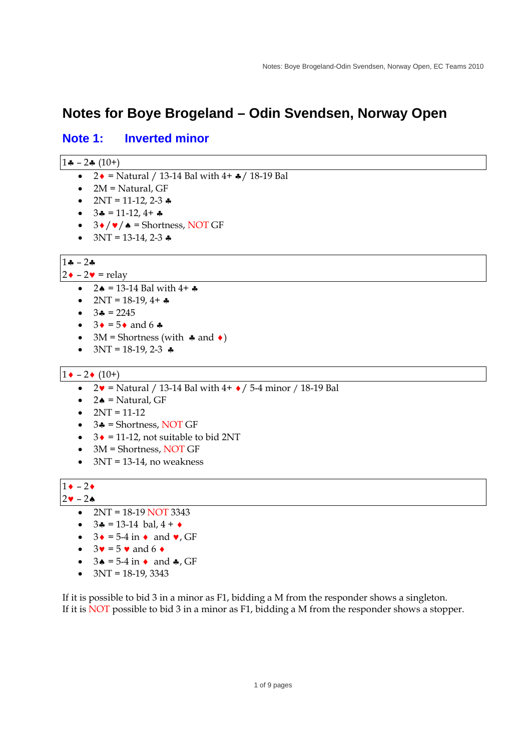# Notes for Boye Brogeland – Odin Svendsen, Norway Open

## Note 1: Inverted minor

1♣ – 2♣ (10+)

- 2♦ = Natural / 13-14 Bal with 4+ ♣/ 18-19 Bal
- 2M = Natural, GF
- 2NT = 11-12, 2-3 ♣
- 3♣ = 11-12, 4+ ♣
- 3♦/♥/♠ = Shortness, NOT GF
- 3NT = 13-14, 2-3 ♣

1♣ – 2♣
2♦ – 2♥ = relay

- 2♠ = 13-14 Bal with 4+ ♣
- 2NT = 18-19, 4+ ♣
- 3♣ = 2245
- 3♦ = 5♦ and 6 ♣
- 3M = Shortness (with ♣ and ♦)
- 3NT = 18-19, 2-3 ♣

1♦ – 2♦ (10+)

- 2♥ = Natural / 13-14 Bal with 4+ ♦/ 5-4 minor / 18-19 Bal
- 2♠ = Natural, GF
- 2NT = 11-12
- 3♣ = Shortness, NOT GF
- 3♦ = 11-12, not suitable to bid 2NT
- 3M = Shortness, NOT GF
- 3NT = 13-14, no weakness

1♦ – 2♦
2♥ – 2♠

- 2NT = 18-19 NOT 3343
- 3♣ = 13-14 bal, 4 + ♦
- 3♦ = 5-4 in ♦ and ♥, GF
- 3♥ = 5 ♥ and 6 ♦
- 3♠ = 5-4 in ♦ and ♣, GF
- 3NT = 18-19, 3343

If it is possible to bid 3 in a minor as F1, bidding a M from the responder shows a singleton.
If it is NOT possible to bid 3 in a minor as F1, bidding a M from the responder shows a stopper.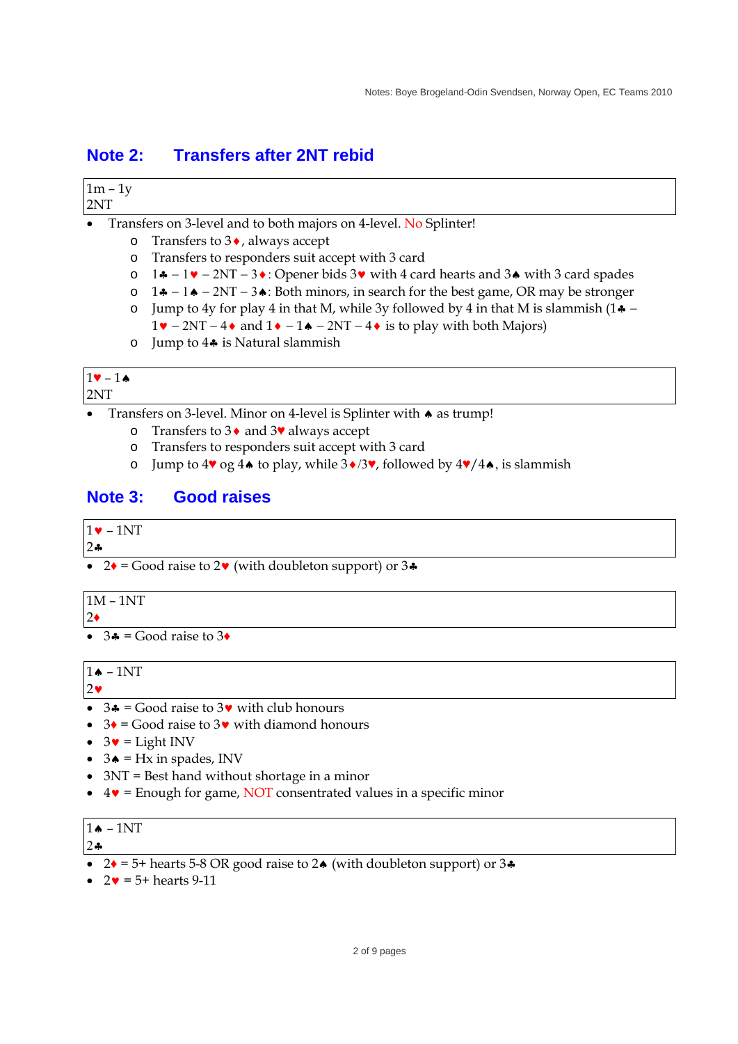## Note 2: Transfers after 2NT rebid

| 1m – 1y<br>2NT |
|---|

- Transfers on 3-level and to both majors on 4-level. No Splinter!
  - Transfers to 3♦, always accept
  - Transfers to responders suit accept with 3 card
  - 1♣ – 1♥ – 2NT – 3♦: Opener bids 3♥ with 4 card hearts and 3♠ with 3 card spades
  - 1♣ – 1♠ – 2NT – 3♠: Both minors, in search for the best game, OR may be stronger
  - Jump to 4y for play 4 in that M, while 3y followed by 4 in that M is slammish (1♣ – 1♥ – 2NT – 4♦ and 1♦ – 1♠ – 2NT – 4♦ is to play with both Majors)
  - Jump to 4♣ is Natural slammish

| 1♥ – 1♠<br>2NT |
|---|

- Transfers on 3-level. Minor on 4-level is Splinter with ♠ as trump!
  - Transfers to 3♦ and 3♥ always accept
  - Transfers to responders suit accept with 3 card
  - Jump to 4♥ og 4♠ to play, while 3♦/3♥, followed by 4♥/4♠, is slammish

## Note 3: Good raises

| 1♥ – 1NT<br>2♣ |
|---|

- 2♦ = Good raise to 2♥ (with doubleton support) or 3♣

| 1M – 1NT<br>2♦ |
|---|

- 3♣ = Good raise to 3♦

| 1♠ – 1NT<br>2♥ |
|---|

- 3♣ = Good raise to 3♥ with club honours
- 3♦ = Good raise to 3♥ with diamond honours
- 3♥ = Light INV
- 3♠ = Hx in spades, INV
- 3NT = Best hand without shortage in a minor
- 4♥ = Enough for game, NOT consentrated values in a specific minor

| 1♠ – 1NT<br>2♣ |
|---|

- 2♦ = 5+ hearts 5-8 OR good raise to 2♠ (with doubleton support) or 3♣
- 2♥ = 5+ hearts 9-11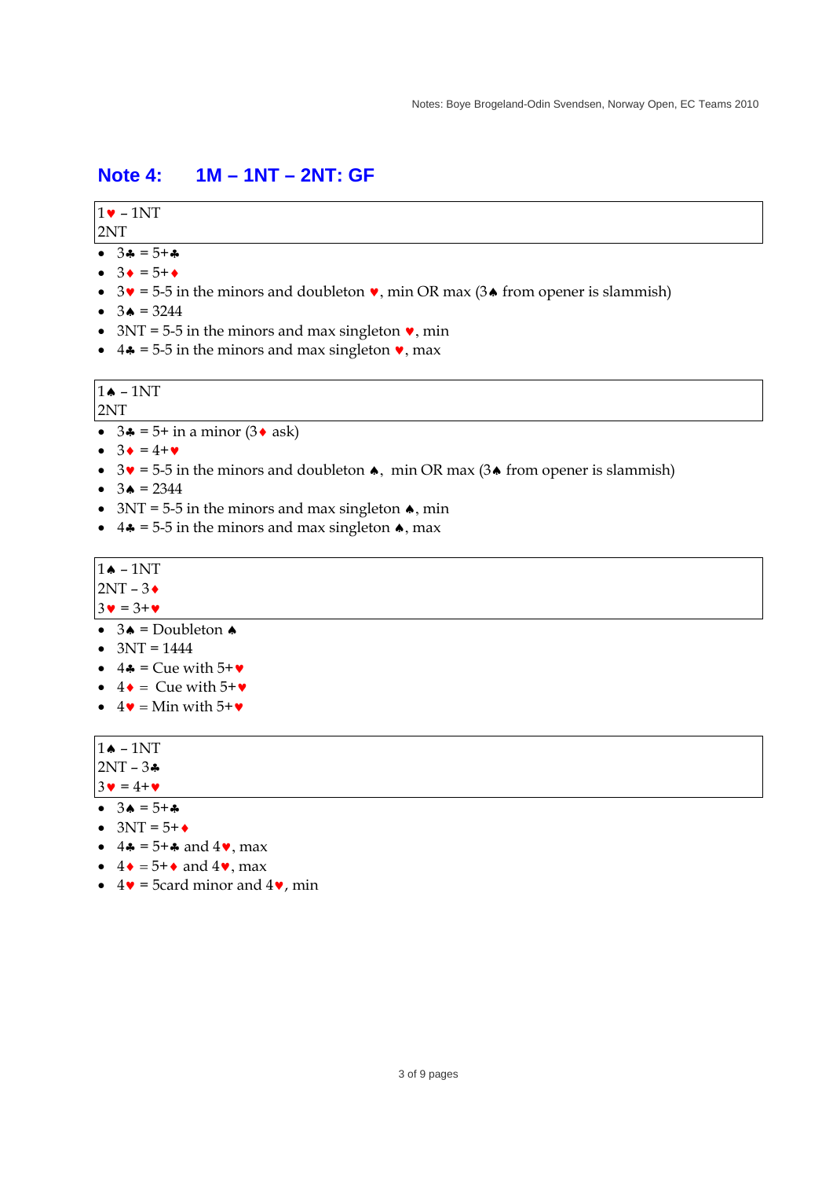## Note 4: 1M – 1NT – 2NT: GF

| 1♥ – 1NT<br>2NT |
|---|

- 3♣ = 5+♣
- 3♦ = 5+♦
- 3♥ = 5-5 in the minors and doubleton ♥, min OR max (3♠ from opener is slammish)
- 3♠ = 3244
- 3NT = 5-5 in the minors and max singleton ♥, min
- 4♣ = 5-5 in the minors and max singleton ♥, max

| 1♠ – 1NT<br>2NT |
|---|

- 3♣ = 5+ in a minor (3♦ ask)
- 3♦ = 4+♥
- 3♥ = 5-5 in the minors and doubleton ♠, min OR max (3♠ from opener is slammish)
- 3♠ = 2344
- 3NT = 5-5 in the minors and max singleton ♠, min
- 4♣ = 5-5 in the minors and max singleton ♠, max

| 1♠ – 1NT<br>2NT – 3♦<br>3♥ = 3+♥ |
|---|

- 3♠ = Doubleton ♠
- 3NT = 1444
- 4♣ = Cue with 5+♥
- 4♦ = Cue with 5+♥
- 4♥ = Min with 5+♥

| 1♠ – 1NT<br>2NT – 3♣<br>3♥ = 4+♥ |
|---|

- 3♠ = 5+♣
- 3NT = 5+♦
- 4♣ = 5+♣ and 4♥, max
- 4♦ = 5+♦ and 4♥, max
- 4♥ = 5card minor and 4♥, min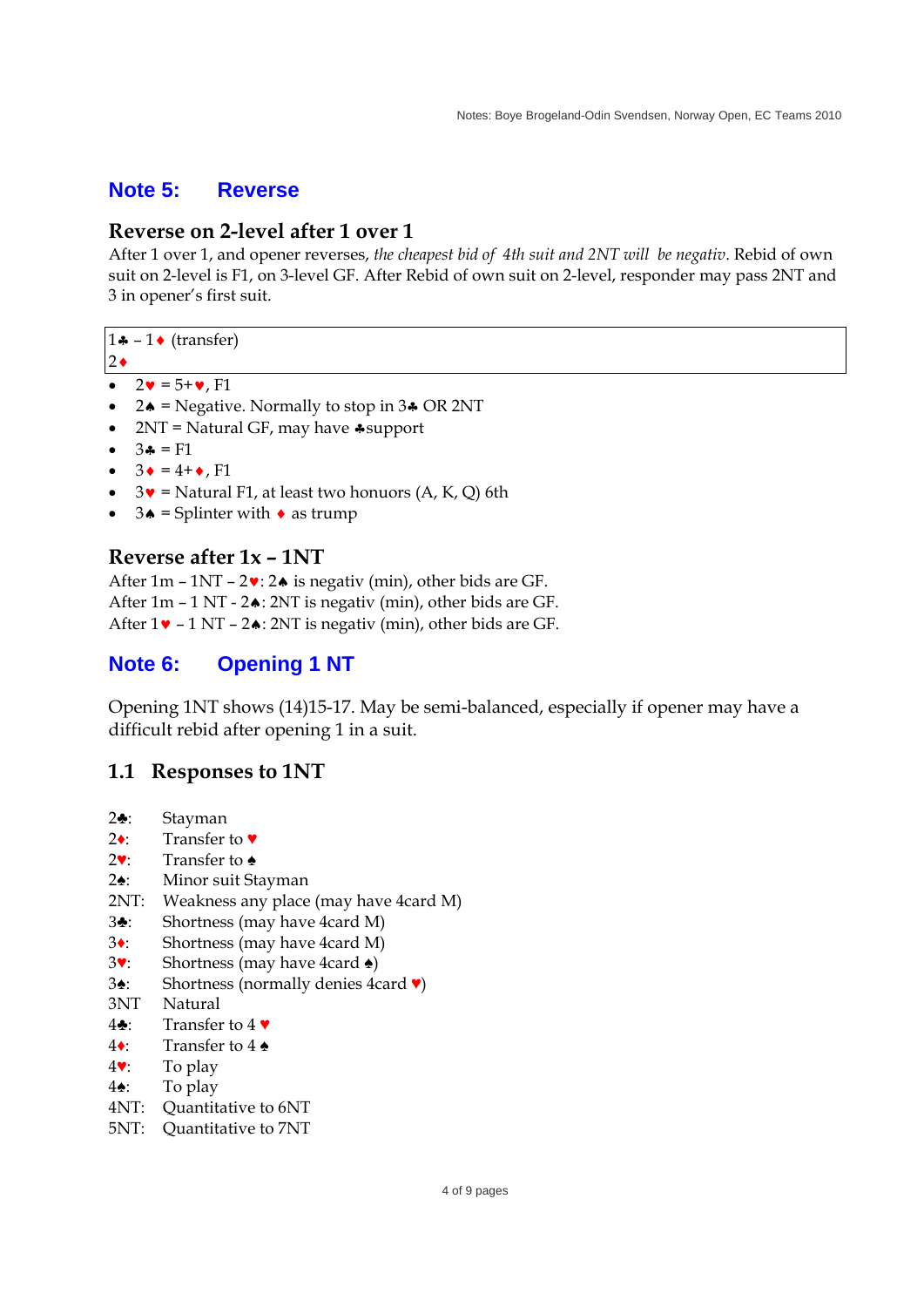## Note 5: Reverse

### Reverse on 2-level after 1 over 1

After 1 over 1, and opener reverses, *the cheapest bid of 4th suit and 2NT will be negativ*. Rebid of own suit on 2-level is F1, on 3-level GF. After Rebid of own suit on 2-level, responder may pass 2NT and 3 in opener's first suit.

| 1♣ – 1♦ (transfer) |
|---|
| 2♦ |

- 2♥ = 5+♥, F1
- 2♠ = Negative. Normally to stop in 3♣ OR 2NT
- 2NT = Natural GF, may have ♣support
- 3♣ = F1
- 3♦ = 4+♦, F1
- 3♥ = Natural F1, at least two honours (A, K, Q) 6th
- 3♠ = Splinter with ♦ as trump

### Reverse after 1x – 1NT

After 1m – 1NT – 2♥: 2♠ is negativ (min), other bids are GF.
After 1m – 1 NT - 2♠: 2NT is negativ (min), other bids are GF.
After 1♥ – 1 NT – 2♠: 2NT is negativ (min), other bids are GF.

## Note 6: Opening 1 NT

Opening 1NT shows (14)15-17. May be semi-balanced, especially if opener may have a difficult rebid after opening 1 in a suit.

### 1.1 Responses to 1NT

| | |
|---|---|
| 2♣: | Stayman |
| 2♦: | Transfer to ♥ |
| 2♥: | Transfer to ♠ |
| 2♠: | Minor suit Stayman |
| 2NT: | Weakness any place (may have 4card M) |
| 3♣: | Shortness (may have 4card M) |
| 3♦: | Shortness (may have 4card M) |
| 3♥: | Shortness (may have 4card ♠) |
| 3♠: | Shortness (normally denies 4card ♥) |
| 3NT | Natural |
| 4♣: | Transfer to 4 ♥ |
| 4♦: | Transfer to 4 ♠ |
| 4♥: | To play |
| 4♠: | To play |
| 4NT: | Quantitative to 6NT |
| 5NT: | Quantitative to 7NT |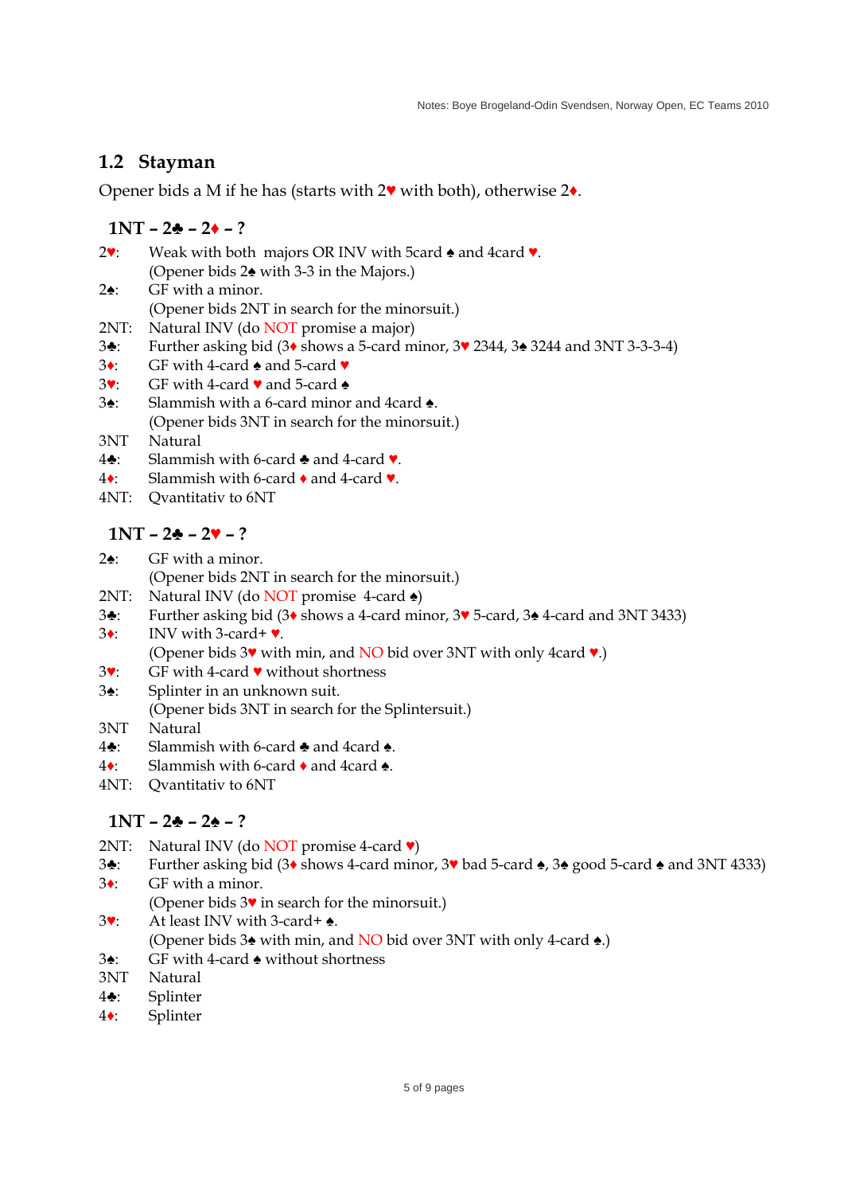## 1.2 Stayman

Opener bids a M if he has (starts with 2♥ with both), otherwise 2♦.

### 1NT – 2♣ – 2♦ – ?

2♥: Weak with both majors OR INV with 5card ♠ and 4card ♥.
(Opener bids 2♠ with 3-3 in the Majors.)
2♠: GF with a minor.
(Opener bids 2NT in search for the minorsuit.)
2NT: Natural INV (do NOT promise a major)
3♣: Further asking bid (3♦ shows a 5-card minor, 3♥ 2344, 3♠ 3244 and 3NT 3-3-3-4)
3♦: GF with 4-card ♠ and 5-card ♥
3♥: GF with 4-card ♥ and 5-card ♠
3♠: Slammish with a 6-card minor and 4card ♠.
(Opener bids 3NT in search for the minorsuit.)
3NT Natural
4♣: Slammish with 6-card ♣ and 4-card ♥.
4♦: Slammish with 6-card ♦ and 4-card ♥.
4NT: Qvantitativ to 6NT

### 1NT – 2♣ – 2♥ – ?

2♠: GF with a minor.
(Opener bids 2NT in search for the minorsuit.)
2NT: Natural INV (do NOT promise 4-card ♠)
3♣: Further asking bid (3♦ shows a 4-card minor, 3♥ 5-card, 3♠ 4-card and 3NT 3433)
3♦: INV with 3-card+ ♥.
(Opener bids 3♥ with min, and NO bid over 3NT with only 4card ♥.)
3♥: GF with 4-card ♥ without shortness
3♠: Splinter in an unknown suit.
(Opener bids 3NT in search for the Splintersuit.)
3NT Natural
4♣: Slammish with 6-card ♣ and 4card ♠.
4♦: Slammish with 6-card ♦ and 4card ♠.
4NT: Qvantitativ to 6NT

### 1NT – 2♣ – 2♠ – ?

2NT: Natural INV (do NOT promise 4-card ♥)
3♣: Further asking bid (3♦ shows 4-card minor, 3♥ bad 5-card ♠, 3♠ good 5-card ♠ and 3NT 4333)
3♦: GF with a minor.
(Opener bids 3♥ in search for the minorsuit.)
3♥: At least INV with 3-card+ ♠.
(Opener bids 3♠ with min, and NO bid over 3NT with only 4-card ♠.)
3♠: GF with 4-card ♠ without shortness
3NT Natural
4♣: Splinter
4♦: Splinter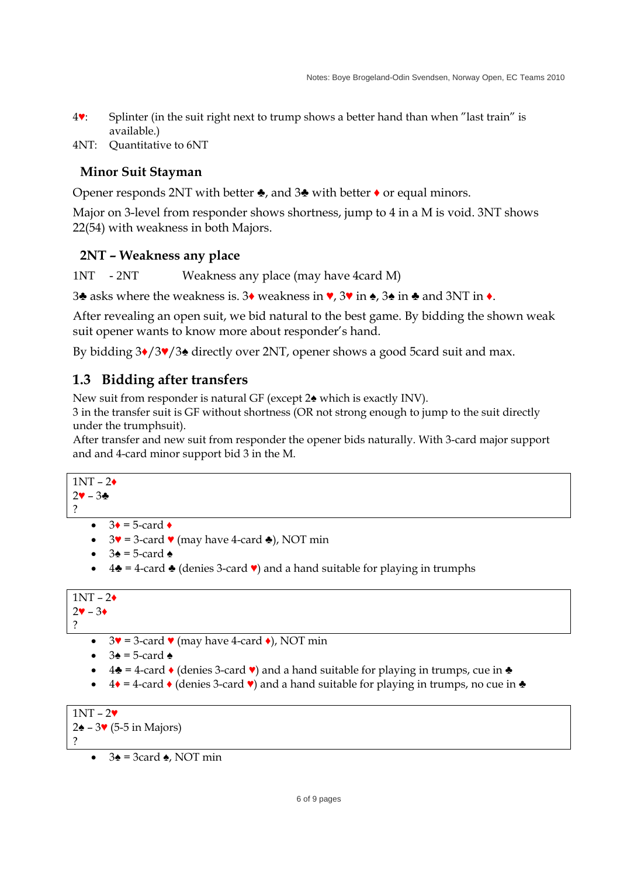4♥: Splinter (in the suit right next to trump shows a better hand than when "last train" is available.)
4NT: Quantitative to 6NT

### Minor Suit Stayman

Opener responds 2NT with better ♣, and 3♣ with better ♦ or equal minors.

Major on 3-level from responder shows shortness, jump to 4 in a M is void. 3NT shows 22(54) with weakness in both Majors.

### 2NT – Weakness any place

1NT - 2NT Weakness any place (may have 4card M)

3♣ asks where the weakness is. 3♦ weakness in ♥, 3♥ in ♠, 3♠ in ♣ and 3NT in ♦.

After revealing an open suit, we bid natural to the best game. By bidding the shown weak suit opener wants to know more about responder's hand.

By bidding 3♦/3♥/3♠ directly over 2NT, opener shows a good 5card suit and max.

## 1.3 Bidding after transfers

New suit from responder is natural GF (except 2♠ which is exactly INV).
3 in the transfer suit is GF without shortness (OR not strong enough to jump to the suit directly under the trumphsuit).
After transfer and new suit from responder the opener bids naturally. With 3-card major support and and 4-card minor support bid 3 in the M.

```
1NT – 2♦
2♥ – 3♣
?
```

- 3♦ = 5-card ♦
- 3♥ = 3-card ♥ (may have 4-card ♣), NOT min
- 3♠ = 5-card ♠
- 4♣ = 4-card ♣ (denies 3-card ♥) and a hand suitable for playing in trumphs

```
1NT – 2♦
2♥ – 3♦
?
```

- 3♥ = 3-card ♥ (may have 4-card ♦), NOT min
- 3♠ = 5-card ♠
- 4♣ = 4-card ♦ (denies 3-card ♥) and a hand suitable for playing in trumps, cue in ♣
- 4♦ = 4-card ♦ (denies 3-card ♥) and a hand suitable for playing in trumps, no cue in ♣

```
1NT – 2♥
2♠ – 3♥ (5-5 in Majors)
?
```

- 3♠ = 3card ♠, NOT min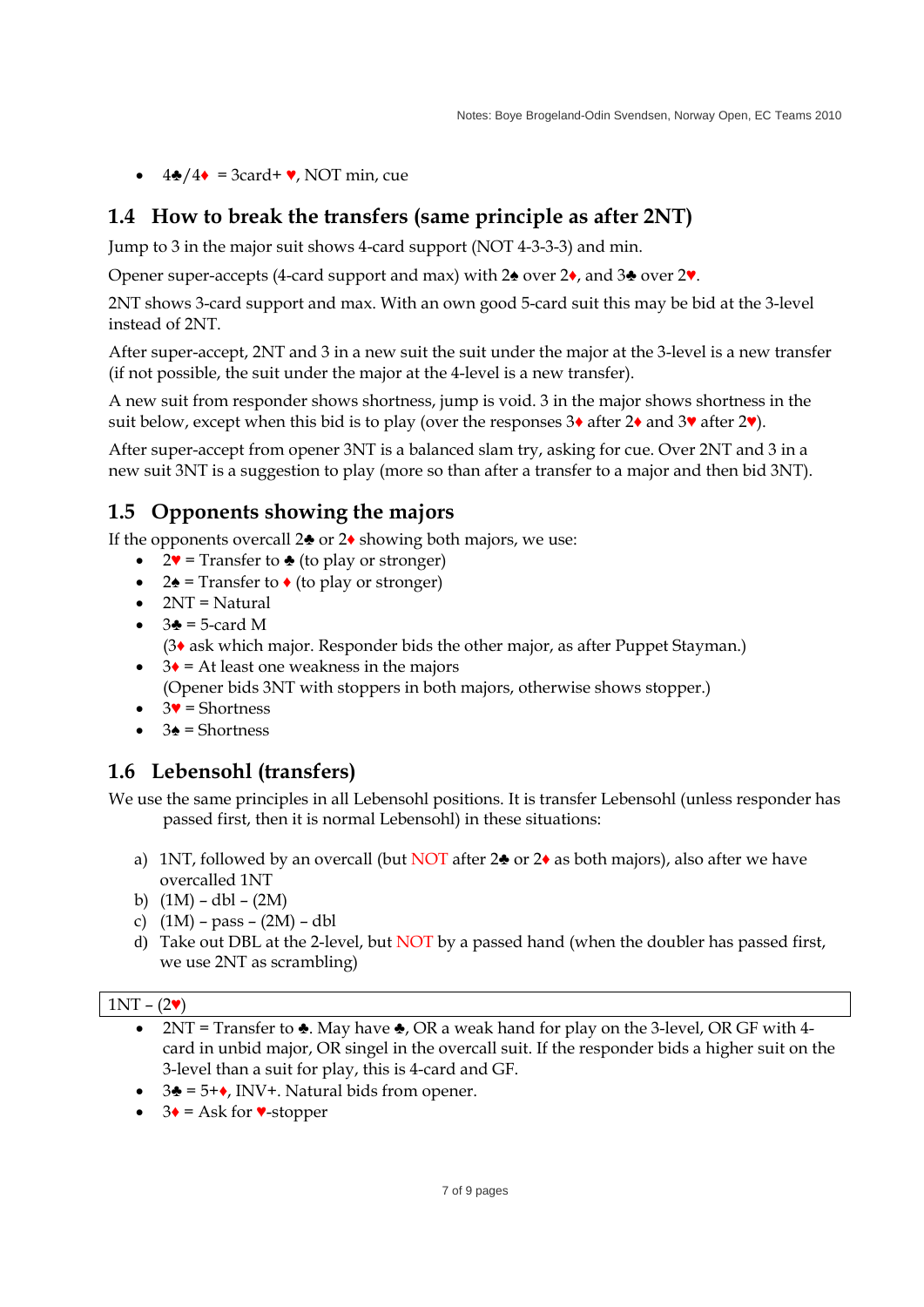- 4♣/4♦ = 3card+ ♥, NOT min, cue

## 1.4 How to break the transfers (same principle as after 2NT)

Jump to 3 in the major suit shows 4-card support (NOT 4-3-3-3) and min.

Opener super-accepts (4-card support and max) with 2♠ over 2♦, and 3♣ over 2♥.

2NT shows 3-card support and max. With an own good 5-card suit this may be bid at the 3-level instead of 2NT.

After super-accept, 2NT and 3 in a new suit the suit under the major at the 3-level is a new transfer (if not possible, the suit under the major at the 4-level is a new transfer).

A new suit from responder shows shortness, jump is void. 3 in the major shows shortness in the suit below, except when this bid is to play (over the responses 3♦ after 2♦ and 3♥ after 2♥).

After super-accept from opener 3NT is a balanced slam try, asking for cue. Over 2NT and 3 in a new suit 3NT is a suggestion to play (more so than after a transfer to a major and then bid 3NT).

## 1.5 Opponents showing the majors

If the opponents overcall 2♣ or 2♦ showing both majors, we use:

- 2♥ = Transfer to ♣ (to play or stronger)
- 2♠ = Transfer to ♦ (to play or stronger)
- 2NT = Natural
- 3♣ = 5-card M
  (3♦ ask which major. Responder bids the other major, as after Puppet Stayman.)
- 3♦ = At least one weakness in the majors
  (Opener bids 3NT with stoppers in both majors, otherwise shows stopper.)
- 3♥ = Shortness
- 3♠ = Shortness

## 1.6 Lebensohl (transfers)

We use the same principles in all Lebensohl positions. It is transfer Lebensohl (unless responder has passed first, then it is normal Lebensohl) in these situations:

a) 1NT, followed by an overcall (but NOT after 2♣ or 2♦ as both majors), also after we have overcalled 1NT
b) (1M) – dbl – (2M)
c) (1M) – pass – (2M) – dbl
d) Take out DBL at the 2-level, but NOT by a passed hand (when the doubler has passed first, we use 2NT as scrambling)

**1NT – (2♥)**

- 2NT = Transfer to ♣. May have ♣, OR a weak hand for play on the 3-level, OR GF with 4-card in unbid major, OR singel in the overcall suit. If the responder bids a higher suit on the 3-level than a suit for play, this is 4-card and GF.
- 3♣ = 5+♦, INV+. Natural bids from opener.
- 3♦ = Ask for ♥-stopper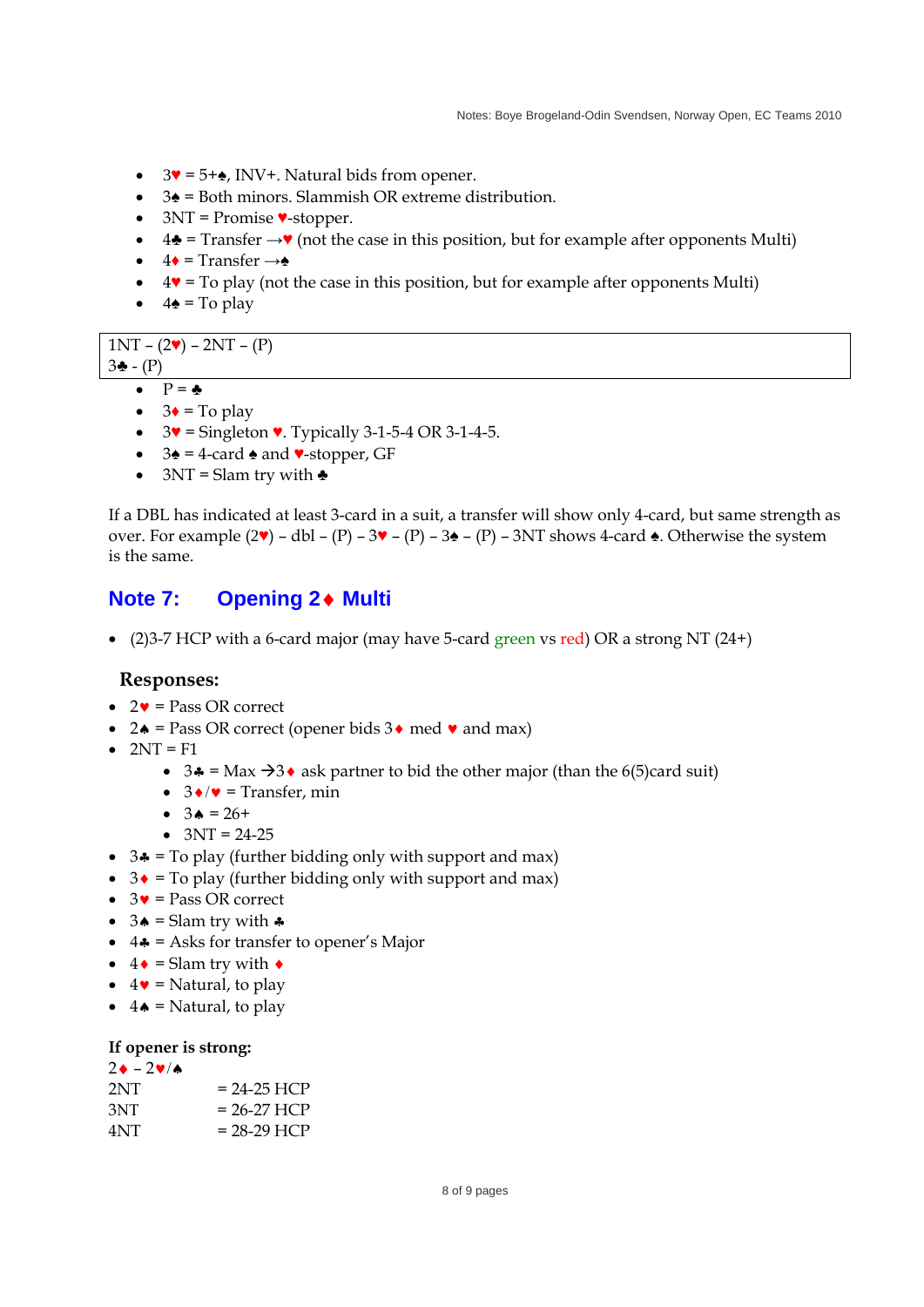- 3♥ = 5+♠, INV+. Natural bids from opener.
- 3♠ = Both minors. Slammish OR extreme distribution.
- 3NT = Promise ♥-stopper.
- 4♣ = Transfer →♥ (not the case in this position, but for example after opponents Multi)
- 4♦ = Transfer →♠
- 4♥ = To play (not the case in this position, but for example after opponents Multi)
- 4♠ = To play

| 1NT – (2♥) – 2NT – (P)<br>3♣ - (P) |
|---|

- P = ♣
- 3♦ = To play
- 3♥ = Singleton ♥. Typically 3-1-5-4 OR 3-1-4-5.
- 3♠ = 4-card ♠ and ♥-stopper, GF
- 3NT = Slam try with ♣

If a DBL has indicated at least 3-card in a suit, a transfer will show only 4-card, but same strength as over. For example (2♥) – dbl – (P) – 3♥ – (P) – 3♠ – (P) – 3NT shows 4-card ♠. Otherwise the system is the same.

## Note 7: Opening 2♦ Multi

- (2)3-7 HCP with a 6-card major (may have 5-card green vs red) OR a strong NT (24+)

### Responses:

- 2♥ = Pass OR correct
- 2♠ = Pass OR correct (opener bids 3♦ med ♥ and max)
- 2NT = F1
  - 3♣ = Max →3♦ ask partner to bid the other major (than the 6(5)card suit)
  - 3♦/♥ = Transfer, min
  - 3♠ = 26+
  - 3NT = 24-25
- 3♣ = To play (further bidding only with support and max)
- 3♦ = To play (further bidding only with support and max)
- 3♥ = Pass OR correct
- 3♠ = Slam try with ♣
- 4♣ = Asks for transfer to opener's Major
- 4♦ = Slam try with ♦
- 4♥ = Natural, to play
- 4♠ = Natural, to play

**If opener is strong:**

2♦ – 2♥/♠

| | |
|---|---|
| 2NT | = 24-25 HCP |
| 3NT | = 26-27 HCP |
| 4NT | = 28-29 HCP |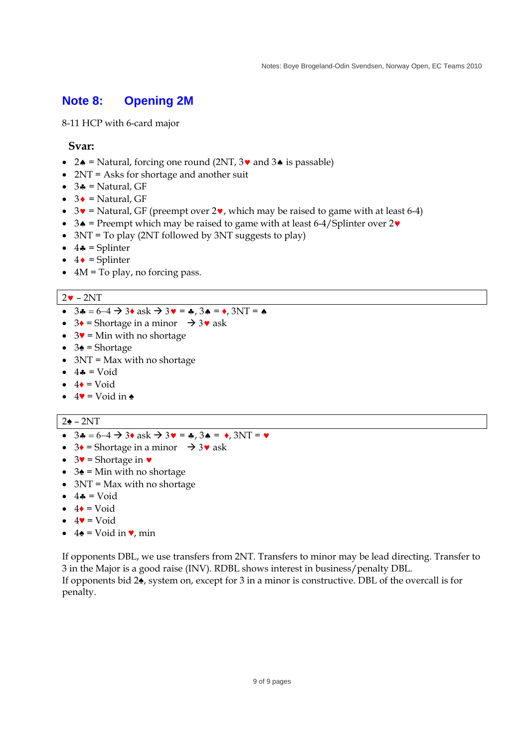## Note 8: Opening 2M

8-11 HCP with 6-card major

### Svar:

- 2♠ = Natural, forcing one round (2NT, 3♥ and 3♠ is passable)
- 2NT = Asks for shortage and another suit
- 3♣ = Natural, GF
- 3♦ = Natural, GF
- 3♥ = Natural, GF (preempt over 2♥, which may be raised to game with at least 6-4)
- 3♠ = Preempt which may be raised to game with at least 6-4/Splinter over 2♥
- 3NT = To play (2NT followed by 3NT suggests to play)
- 4♣ = Splinter
- 4♦ = Splinter
- 4M = To play, no forcing pass.

**2♥ – 2NT**

- 3♣ = 6–4 → 3♦ ask → 3♥ = ♣, 3♠ = ♦, 3NT = ♠
- 3♦ = Shortage in a minor → 3♥ ask
- 3♥ = Min with no shortage
- 3♠ = Shortage
- 3NT = Max with no shortage
- 4♣ = Void
- 4♦ = Void
- 4♥ = Void in ♠

**2♠ – 2NT**

- 3♣ = 6–4 → 3♦ ask → 3♥ = ♣, 3♠ = ♦, 3NT = ♥
- 3♦ = Shortage in a minor → 3♥ ask
- 3♥ = Shortage in ♥
- 3♠ = Min with no shortage
- 3NT = Max with no shortage
- 4♣ = Void
- 4♦ = Void
- 4♥ = Void
- 4♠ = Void in ♥, min

If opponents DBL, we use transfers from 2NT. Transfers to minor may be lead directing. Transfer to 3 in the Major is a good raise (INV). RDBL shows interest in business/penalty DBL.
If opponents bid 2♠, system on, except for 3 in a minor is constructive. DBL of the overcall is for penalty.